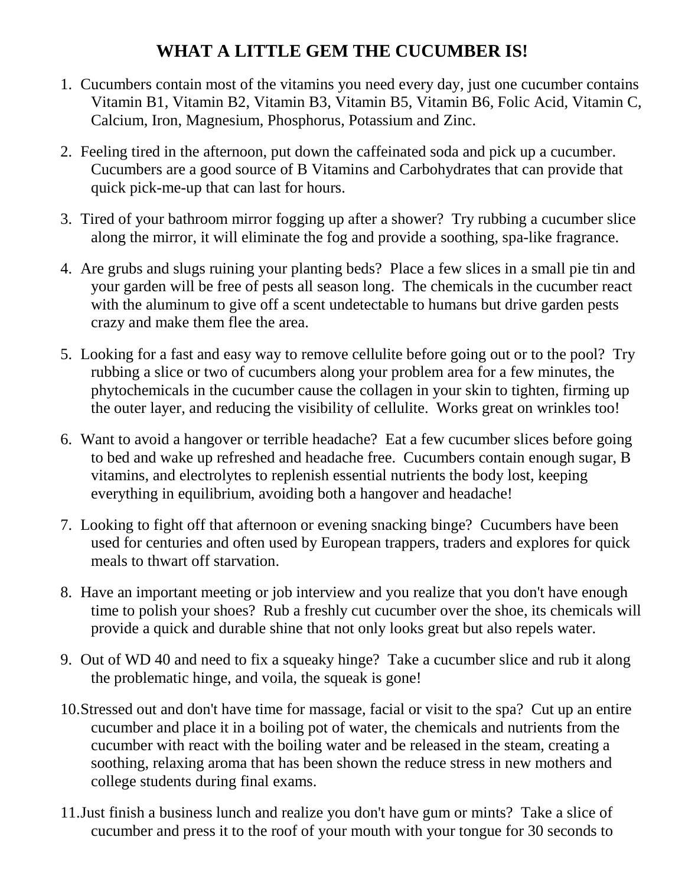# WHAT A LITTLE GEM THE CUCUMBER IS!

1. Cucumbers contain most of the vitamins you need every day, just one cucumber contains Vitamin B1, Vitamin B2, Vitamin B3, Vitamin B5, Vitamin B6, Folic Acid, Vitamin C, Calcium, Iron, Magnesium, Phosphorus, Potassium and Zinc.

2. Feeling tired in the afternoon, put down the caffeinated soda and pick up a cucumber. Cucumbers are a good source of B Vitamins and Carbohydrates that can provide that quick pick-me-up that can last for hours.

3. Tired of your bathroom mirror fogging up after a shower? Try rubbing a cucumber slice along the mirror, it will eliminate the fog and provide a soothing, spa-like fragrance.

4. Are grubs and slugs ruining your planting beds? Place a few slices in a small pie tin and your garden will be free of pests all season long. The chemicals in the cucumber react with the aluminum to give off a scent undetectable to humans but drive garden pests crazy and make them flee the area.

5. Looking for a fast and easy way to remove cellulite before going out or to the pool? Try rubbing a slice or two of cucumbers along your problem area for a few minutes, the phytochemicals in the cucumber cause the collagen in your skin to tighten, firming up the outer layer, and reducing the visibility of cellulite. Works great on wrinkles too!

6. Want to avoid a hangover or terrible headache? Eat a few cucumber slices before going to bed and wake up refreshed and headache free. Cucumbers contain enough sugar, B vitamins, and electrolytes to replenish essential nutrients the body lost, keeping everything in equilibrium, avoiding both a hangover and headache!

7. Looking to fight off that afternoon or evening snacking binge? Cucumbers have been used for centuries and often used by European trappers, traders and explores for quick meals to thwart off starvation.

8. Have an important meeting or job interview and you realize that you don't have enough time to polish your shoes? Rub a freshly cut cucumber over the shoe, its chemicals will provide a quick and durable shine that not only looks great but also repels water.

9. Out of WD 40 and need to fix a squeaky hinge? Take a cucumber slice and rub it along the problematic hinge, and voila, the squeak is gone!

10. Stressed out and don't have time for massage, facial or visit to the spa? Cut up an entire cucumber and place it in a boiling pot of water, the chemicals and nutrients from the cucumber with react with the boiling water and be released in the steam, creating a soothing, relaxing aroma that has been shown the reduce stress in new mothers and college students during final exams.

11. Just finish a business lunch and realize you don't have gum or mints? Take a slice of cucumber and press it to the roof of your mouth with your tongue for 30 seconds to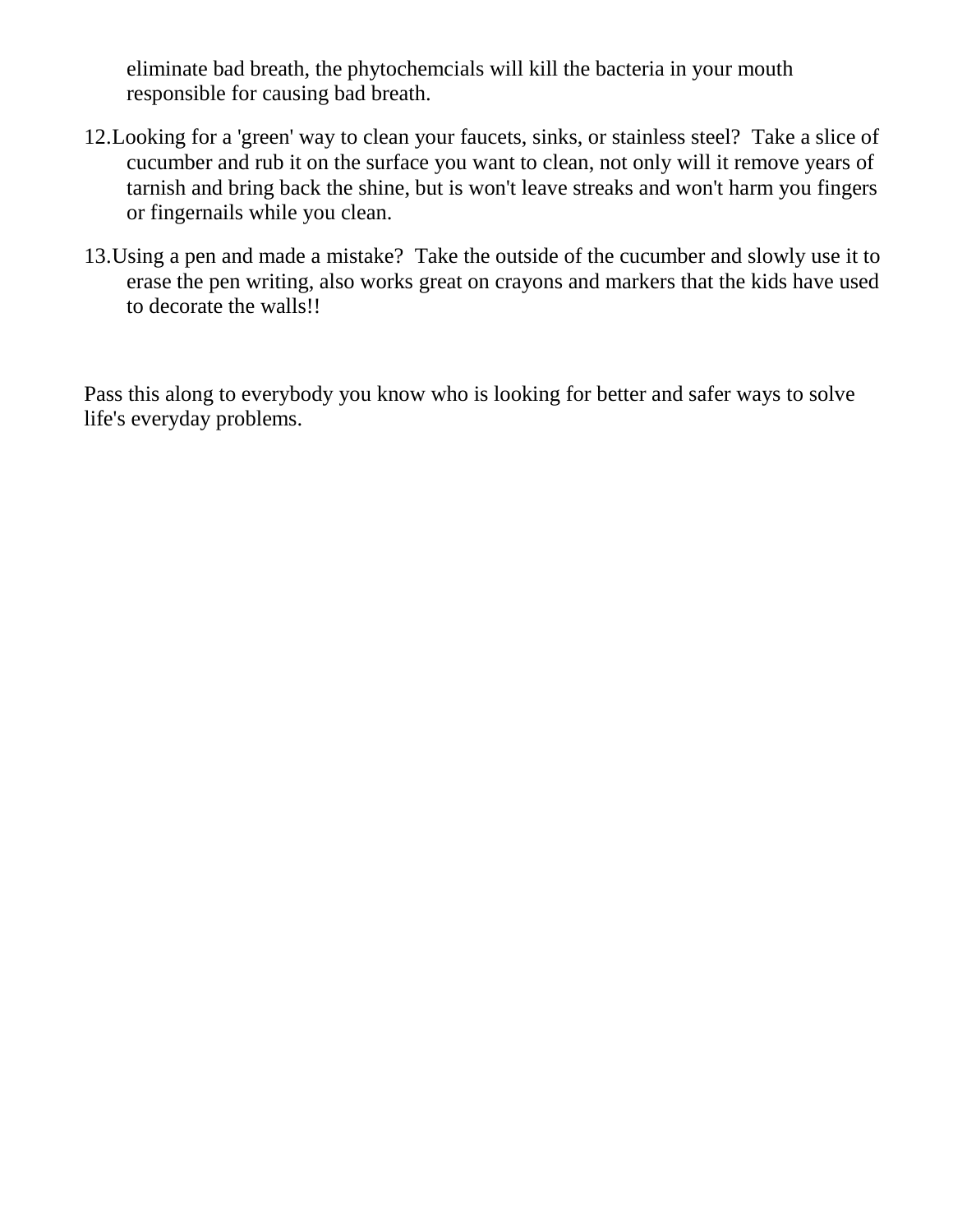eliminate bad breath, the phytochemcials will kill the bacteria in your mouth responsible for causing bad breath.

12. Looking for a 'green' way to clean your faucets, sinks, or stainless steel? Take a slice of cucumber and rub it on the surface you want to clean, not only will it remove years of tarnish and bring back the shine, but is won't leave streaks and won't harm you fingers or fingernails while you clean.

13. Using a pen and made a mistake? Take the outside of the cucumber and slowly use it to erase the pen writing, also works great on crayons and markers that the kids have used to decorate the walls!!

Pass this along to everybody you know who is looking for better and safer ways to solve life's everyday problems.